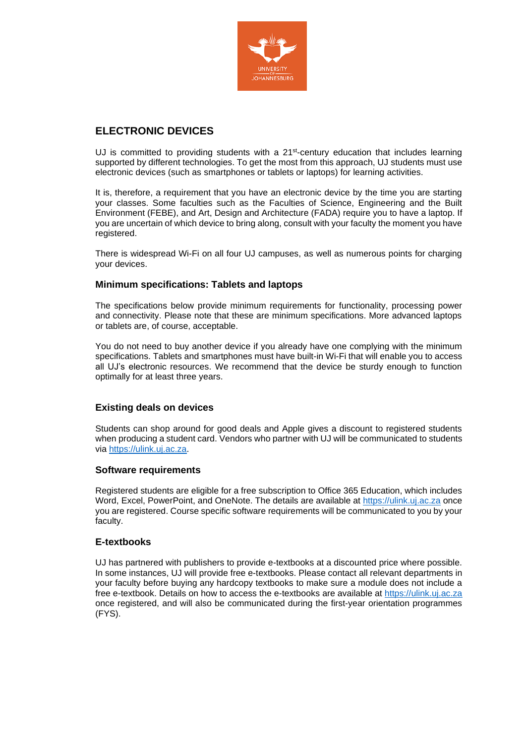## ELECTRONIC DEVICES

UJ is committed to providing students with a 21st-century education that includes learning supported by different technologies. To get the most from this approach, UJ students must use electronic devices (such as smartphones or tablets or laptops) for learning activities.

It is, therefore, a requirement that you have an electronic device by the time you are starting your classes. Some faculties such as the Faculties of Science, Engineering and the Built Environment (FEBE), and Art, Design and Architecture (FADA) require you to have a laptop. If you are uncertain of which device to bring along, consult with your faculty the moment you have registered.

There is widespread Wi-Fi on all four UJ campuses, as well as numerous points for charging your devices.

### Minimum specifications: Tablets and laptops

The specifications below provide minimum requirements for functionality, processing power and connectivity. Please note that these are minimum specifications. More advanced laptops or tablets are, of course, acceptable.

You do not need to buy another device if you already have one complying with the minimum specifications. Tablets and smartphones must have built-in Wi-Fi that will enable you to access all UJ's electronic resources. We recommend that the device be sturdy enough to function optimally for at least three years.

### Existing deals on devices

Students can shop around for good deals and Apple gives a discount to registered students when producing a student card. Vendors who partner with UJ will be communicated to students via https://ulink.uj.ac.za.

### Software requirements

Registered students are eligible for a free subscription to Office 365 Education, which includes Word, Excel, PowerPoint, and OneNote. The details are available at https://ulink.uj.ac.za once you are registered. Course specific software requirements will be communicated to you by your faculty.

### E-textbooks

UJ has partnered with publishers to provide e-textbooks at a discounted price where possible. In some instances, UJ will provide free e-textbooks. Please contact all relevant departments in your faculty before buying any hardcopy textbooks to make sure a module does not include a free e-textbook. Details on how to access the e-textbooks are available at https://ulink.uj.ac.za once registered, and will also be communicated during the first-year orientation programmes (FYS).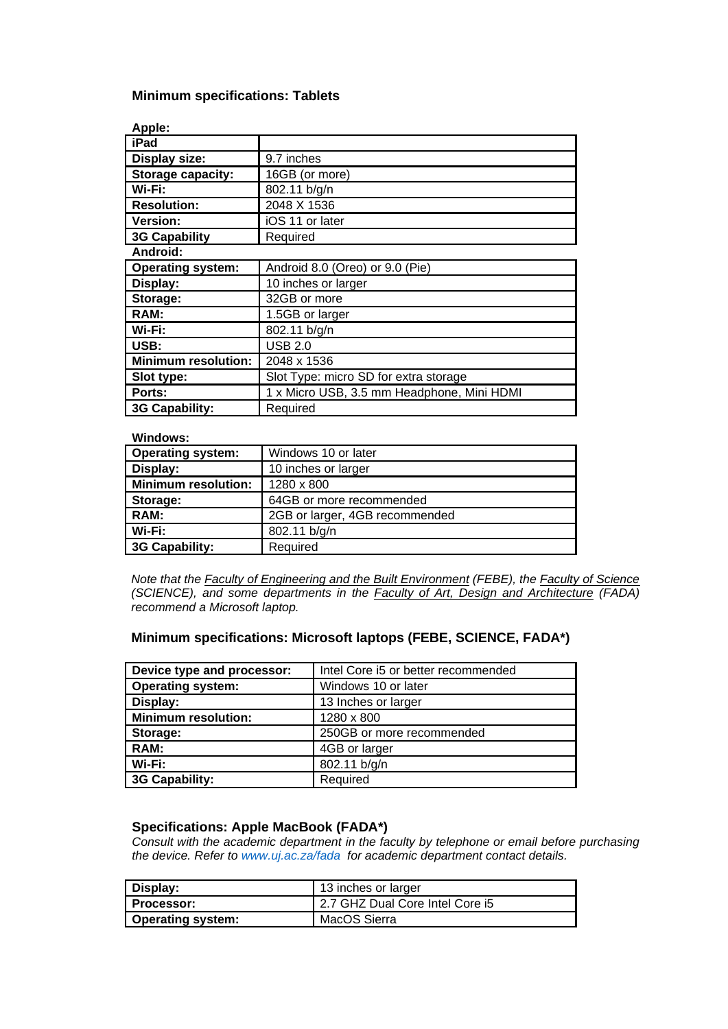### Minimum specifications: Tablets

**Apple:**

| iPad | |
|---|---|
| **Display size:** | 9.7 inches |
| **Storage capacity:** | 16GB (or more) |
| **Wi-Fi:** | 802.11 b/g/n |
| **Resolution:** | 2048 X 1536 |
| **Version:** | iOS 11 or later |
| **3G Capability** | Required |

**Android:**

| | |
|---|---|
| **Operating system:** | Android 8.0 (Oreo) or 9.0 (Pie) |
| **Display:** | 10 inches or larger |
| **Storage:** | 32GB or more |
| **RAM:** | 1.5GB or larger |
| **Wi-Fi:** | 802.11 b/g/n |
| **USB:** | USB 2.0 |
| **Minimum resolution:** | 2048 x 1536 |
| **Slot type:** | Slot Type: micro SD for extra storage |
| **Ports:** | 1 x Micro USB, 3.5 mm Headphone, Mini HDMI |
| **3G Capability:** | Required |

**Windows:**

| | |
|---|---|
| **Operating system:** | Windows 10 or later |
| **Display:** | 10 inches or larger |
| **Minimum resolution:** | 1280 x 800 |
| **Storage:** | 64GB or more recommended |
| **RAM:** | 2GB or larger, 4GB recommended |
| **Wi-Fi:** | 802.11 b/g/n |
| **3G Capability:** | Required |

*Note that the Faculty of Engineering and the Built Environment (FEBE), the Faculty of Science (SCIENCE), and some departments in the Faculty of Art, Design and Architecture (FADA) recommend a Microsoft laptop.*

### Minimum specifications: Microsoft laptops (FEBE, SCIENCE, FADA*)

| | |
|---|---|
| **Device type and processor:** | Intel Core i5 or better recommended |
| **Operating system:** | Windows 10 or later |
| **Display:** | 13 Inches or larger |
| **Minimum resolution:** | 1280 x 800 |
| **Storage:** | 250GB or more recommended |
| **RAM:** | 4GB or larger |
| **Wi-Fi:** | 802.11 b/g/n |
| **3G Capability:** | Required |

### Specifications: Apple MacBook (FADA*)

*Consult with the academic department in the faculty by telephone or email before purchasing the device. Refer to www.uj.ac.za/fada for academic department contact details.*

| | |
|---|---|
| **Display:** | 13 inches or larger |
| **Processor:** | 2.7 GHZ Dual Core Intel Core i5 |
| **Operating system:** | MacOS Sierra |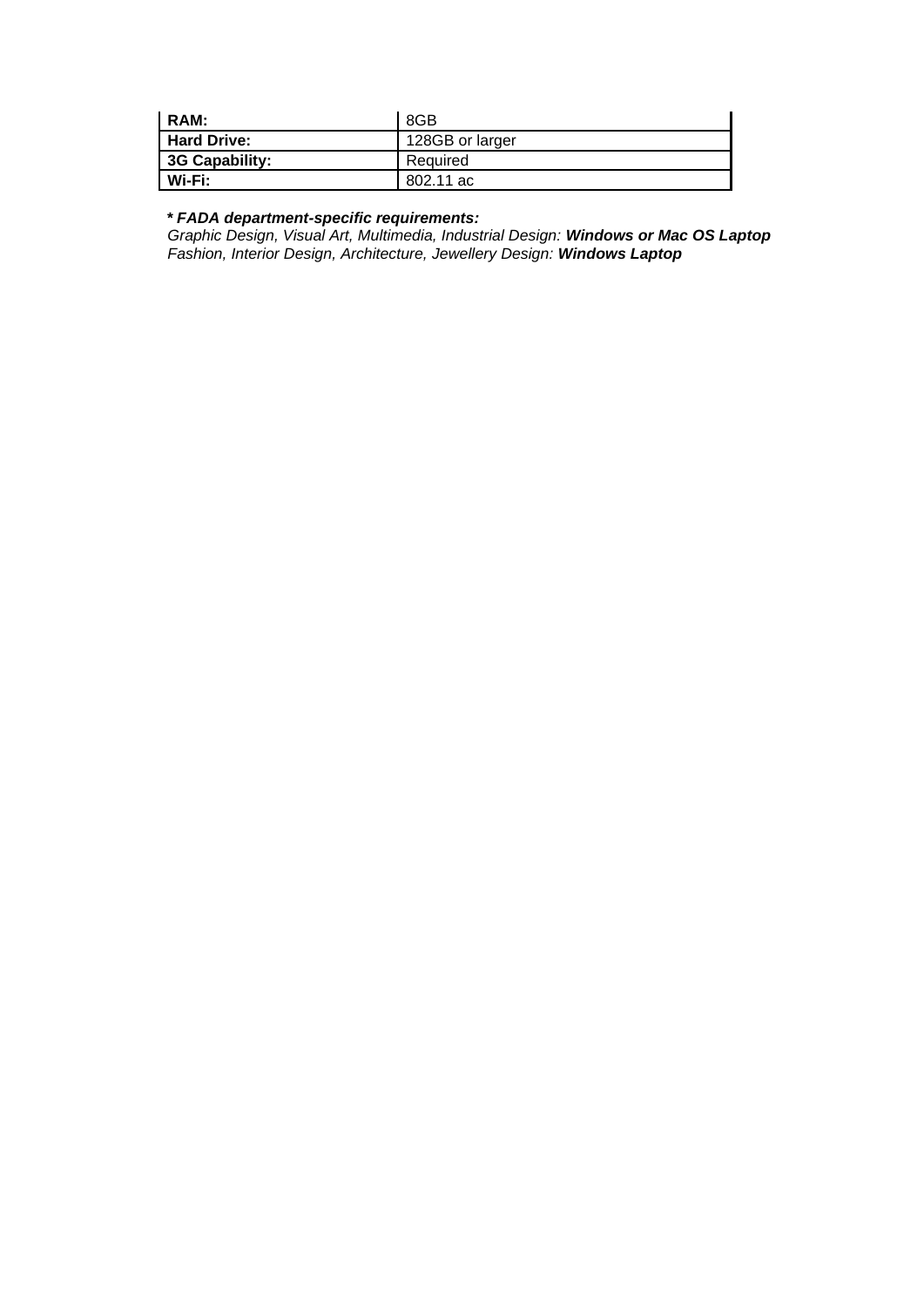| | |
|---|---|
| **RAM:** | 8GB |
| **Hard Drive:** | 128GB or larger |
| **3G Capability:** | Required |
| **Wi-Fi:** | 802.11 ac |

***** ***FADA department-specific requirements:***
*Graphic Design, Visual Art, Multimedia, Industrial Design:* ***Windows or Mac OS Laptop***
*Fashion, Interior Design, Architecture, Jewellery Design:* ***Windows Laptop***